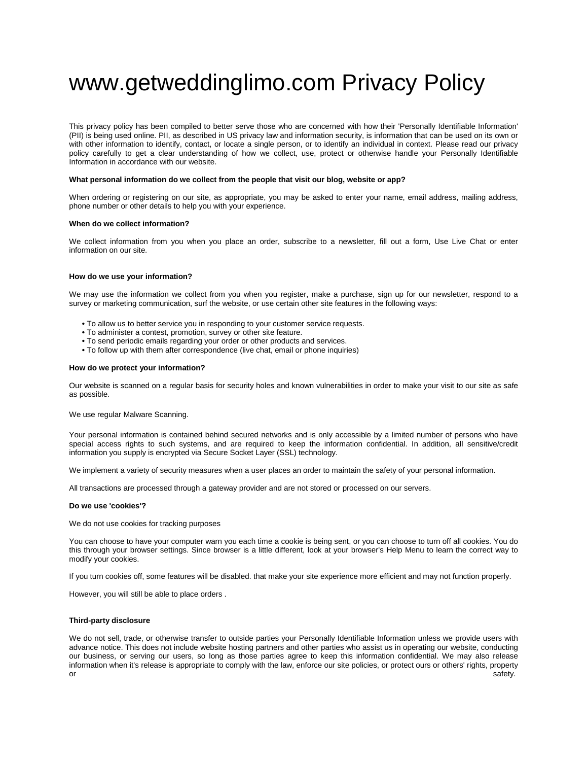# www.getweddinglimo.com Privacy Policy

This privacy policy has been compiled to better serve those who are concerned with how their 'Personally Identifiable Information' (PII) is being used online. PII, as described in US privacy law and information security, is information that can be used on its own or with other information to identify, contact, or locate a single person, or to identify an individual in context. Please read our privacy policy carefully to get a clear understanding of how we collect, use, protect or otherwise handle your Personally Identifiable Information in accordance with our website.

**What personal information do we collect from the people that visit our blog, website or app?**

When ordering or registering on our site, as appropriate, you may be asked to enter your name, email address, mailing address, phone number or other details to help you with your experience.

**When do we collect information?**

We collect information from you when you place an order, subscribe to a newsletter, fill out a form, Use Live Chat or enter information on our site.

**How do we use your information?**

We may use the information we collect from you when you register, make a purchase, sign up for our newsletter, respond to a survey or marketing communication, surf the website, or use certain other site features in the following ways:

- To allow us to better service you in responding to your customer service requests.
- To administer a contest, promotion, survey or other site feature.
- To send periodic emails regarding your order or other products and services.
- To follow up with them after correspondence (live chat, email or phone inquiries)

**How do we protect your information?**

Our website is scanned on a regular basis for security holes and known vulnerabilities in order to make your visit to our site as safe as possible.

We use regular Malware Scanning.

Your personal information is contained behind secured networks and is only accessible by a limited number of persons who have special access rights to such systems, and are required to keep the information confidential. In addition, all sensitive/credit information you supply is encrypted via Secure Socket Layer (SSL) technology.

We implement a variety of security measures when a user places an order to maintain the safety of your personal information.

All transactions are processed through a gateway provider and are not stored or processed on our servers.

**Do we use 'cookies'?**

We do not use cookies for tracking purposes

You can choose to have your computer warn you each time a cookie is being sent, or you can choose to turn off all cookies. You do this through your browser settings. Since browser is a little different, look at your browser's Help Menu to learn the correct way to modify your cookies.

If you turn cookies off, some features will be disabled. that make your site experience more efficient and may not function properly.

However, you will still be able to place orders .

**Third-party disclosure**

We do not sell, trade, or otherwise transfer to outside parties your Personally Identifiable Information unless we provide users with advance notice. This does not include website hosting partners and other parties who assist us in operating our website, conducting our business, or serving our users, so long as those parties agree to keep this information confidential. We may also release information when it's release is appropriate to comply with the law, enforce our site policies, or protect ours or others' rights, property or safety.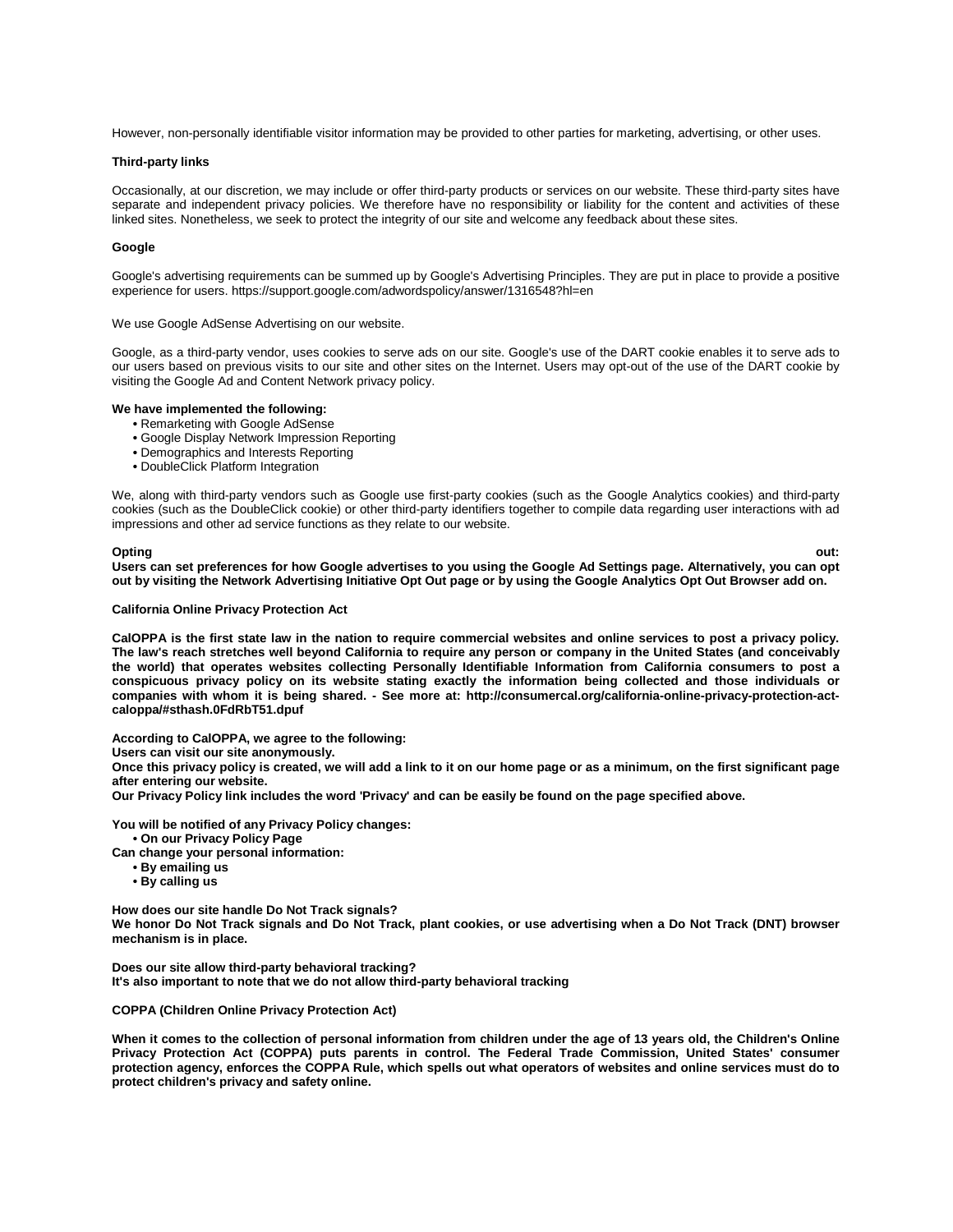However, non-personally identifiable visitor information may be provided to other parties for marketing, advertising, or other uses.

**Third-party links**

Occasionally, at our discretion, we may include or offer third-party products or services on our website. These third-party sites have separate and independent privacy policies. We therefore have no responsibility or liability for the content and activities of these linked sites. Nonetheless, we seek to protect the integrity of our site and welcome any feedback about these sites.

**Google**

Google's advertising requirements can be summed up by Google's Advertising Principles. They are put in place to provide a positive experience for users. https://support.google.com/adwordspolicy/answer/1316548?hl=en

We use Google AdSense Advertising on our website.

Google, as a third-party vendor, uses cookies to serve ads on our site. Google's use of the DART cookie enables it to serve ads to our users based on previous visits to our site and other sites on the Internet. Users may opt-out of the use of the DART cookie by visiting the Google Ad and Content Network privacy policy.

**We have implemented the following:**

- Remarketing with Google AdSense
- Google Display Network Impression Reporting
- Demographics and Interests Reporting
- DoubleClick Platform Integration

We, along with third-party vendors such as Google use first-party cookies (such as the Google Analytics cookies) and third-party cookies (such as the DoubleClick cookie) or other third-party identifiers together to compile data regarding user interactions with ad impressions and other ad service functions as they relate to our website.

**Opting out:**
**Users can set preferences for how Google advertises to you using the Google Ad Settings page. Alternatively, you can opt out by visiting the Network Advertising Initiative Opt Out page or by using the Google Analytics Opt Out Browser add on.**

**California Online Privacy Protection Act**

**CalOPPA is the first state law in the nation to require commercial websites and online services to post a privacy policy. The law's reach stretches well beyond California to require any person or company in the United States (and conceivably the world) that operates websites collecting Personally Identifiable Information from California consumers to post a conspicuous privacy policy on its website stating exactly the information being collected and those individuals or companies with whom it is being shared. - See more at: http://consumercal.org/california-online-privacy-protection-act-caloppa/#sthash.0FdRbT51.dpuf**

**According to CalOPPA, we agree to the following:**
**Users can visit our site anonymously.**
**Once this privacy policy is created, we will add a link to it on our home page or as a minimum, on the first significant page after entering our website.**
**Our Privacy Policy link includes the word 'Privacy' and can be easily be found on the page specified above.**

**You will be notified of any Privacy Policy changes:**

- **On our Privacy Policy Page**

**Can change your personal information:**

- **By emailing us**
- **By calling us**

**How does our site handle Do Not Track signals?**
**We honor Do Not Track signals and Do Not Track, plant cookies, or use advertising when a Do Not Track (DNT) browser mechanism is in place.**

**Does our site allow third-party behavioral tracking?**
**It's also important to note that we do not allow third-party behavioral tracking**

**COPPA (Children Online Privacy Protection Act)**

**When it comes to the collection of personal information from children under the age of 13 years old, the Children's Online Privacy Protection Act (COPPA) puts parents in control. The Federal Trade Commission, United States' consumer protection agency, enforces the COPPA Rule, which spells out what operators of websites and online services must do to protect children's privacy and safety online.**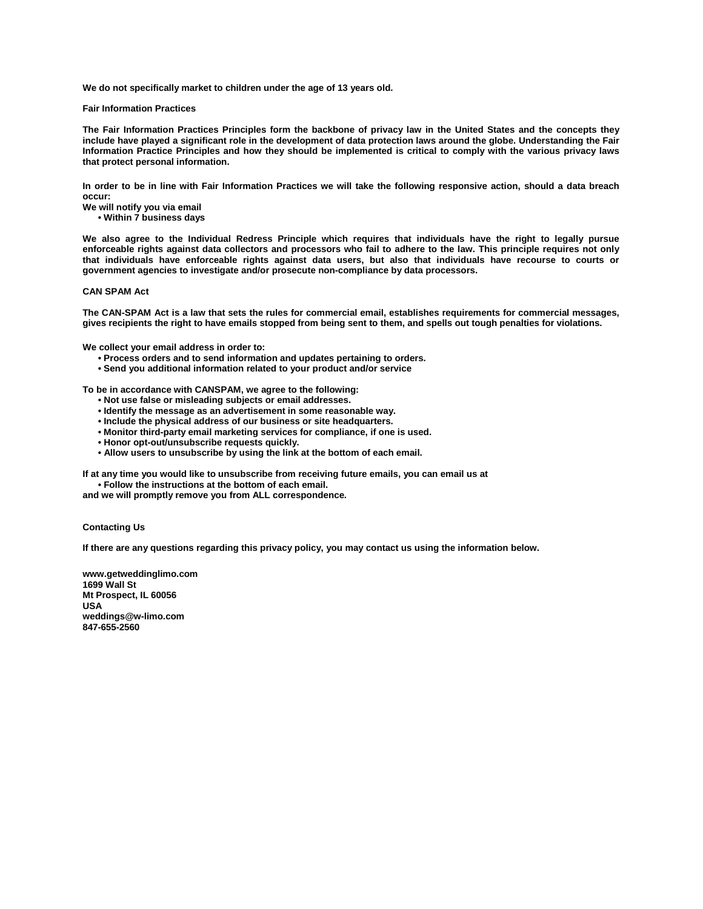We do not specifically market to children under the age of 13 years old.

## Fair Information Practices

The Fair Information Practices Principles form the backbone of privacy law in the United States and the concepts they include have played a significant role in the development of data protection laws around the globe. Understanding the Fair Information Practice Principles and how they should be implemented is critical to comply with the various privacy laws that protect personal information.

In order to be in line with Fair Information Practices we will take the following responsive action, should a data breach occur:
We will notify you via email

- Within 7 business days

We also agree to the Individual Redress Principle which requires that individuals have the right to legally pursue enforceable rights against data collectors and processors who fail to adhere to the law. This principle requires not only that individuals have enforceable rights against data users, but also that individuals have recourse to courts or government agencies to investigate and/or prosecute non-compliance by data processors.

## CAN SPAM Act

The CAN-SPAM Act is a law that sets the rules for commercial email, establishes requirements for commercial messages, gives recipients the right to have emails stopped from being sent to them, and spells out tough penalties for violations.

We collect your email address in order to:

- Process orders and to send information and updates pertaining to orders.
- Send you additional information related to your product and/or service

To be in accordance with CANSPAM, we agree to the following:

- Not use false or misleading subjects or email addresses.
- Identify the message as an advertisement in some reasonable way.
- Include the physical address of our business or site headquarters.
- Monitor third-party email marketing services for compliance, if one is used.
- Honor opt-out/unsubscribe requests quickly.
- Allow users to unsubscribe by using the link at the bottom of each email.

If at any time you would like to unsubscribe from receiving future emails, you can email us at

- Follow the instructions at the bottom of each email.

and we will promptly remove you from ALL correspondence.

## Contacting Us

If there are any questions regarding this privacy policy, you may contact us using the information below.

www.getweddinglimo.com
1699 Wall St
Mt Prospect, IL 60056
USA
weddings@w-limo.com
847-655-2560